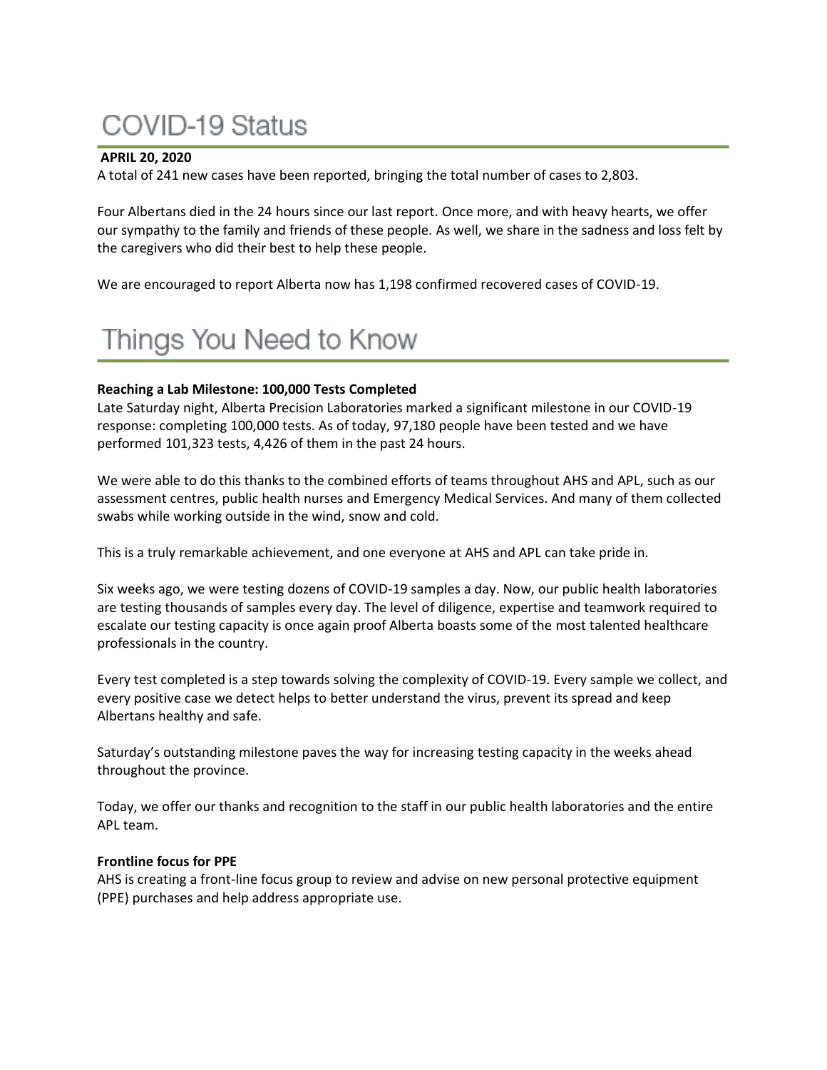# COVID-19 Status

**APRIL 20, 2020**

A total of 241 new cases have been reported, bringing the total number of cases to 2,803.

Four Albertans died in the 24 hours since our last report. Once more, and with heavy hearts, we offer our sympathy to the family and friends of these people. As well, we share in the sadness and loss felt by the caregivers who did their best to help these people.

We are encouraged to report Alberta now has 1,198 confirmed recovered cases of COVID-19.

# Things You Need to Know

**Reaching a Lab Milestone: 100,000 Tests Completed**

Late Saturday night, Alberta Precision Laboratories marked a significant milestone in our COVID-19 response: completing 100,000 tests. As of today, 97,180 people have been tested and we have performed 101,323 tests, 4,426 of them in the past 24 hours.

We were able to do this thanks to the combined efforts of teams throughout AHS and APL, such as our assessment centres, public health nurses and Emergency Medical Services. And many of them collected swabs while working outside in the wind, snow and cold.

This is a truly remarkable achievement, and one everyone at AHS and APL can take pride in.

Six weeks ago, we were testing dozens of COVID-19 samples a day. Now, our public health laboratories are testing thousands of samples every day. The level of diligence, expertise and teamwork required to escalate our testing capacity is once again proof Alberta boasts some of the most talented healthcare professionals in the country.

Every test completed is a step towards solving the complexity of COVID-19. Every sample we collect, and every positive case we detect helps to better understand the virus, prevent its spread and keep Albertans healthy and safe.

Saturday's outstanding milestone paves the way for increasing testing capacity in the weeks ahead throughout the province.

Today, we offer our thanks and recognition to the staff in our public health laboratories and the entire APL team.

**Frontline focus for PPE**

AHS is creating a front-line focus group to review and advise on new personal protective equipment (PPE) purchases and help address appropriate use.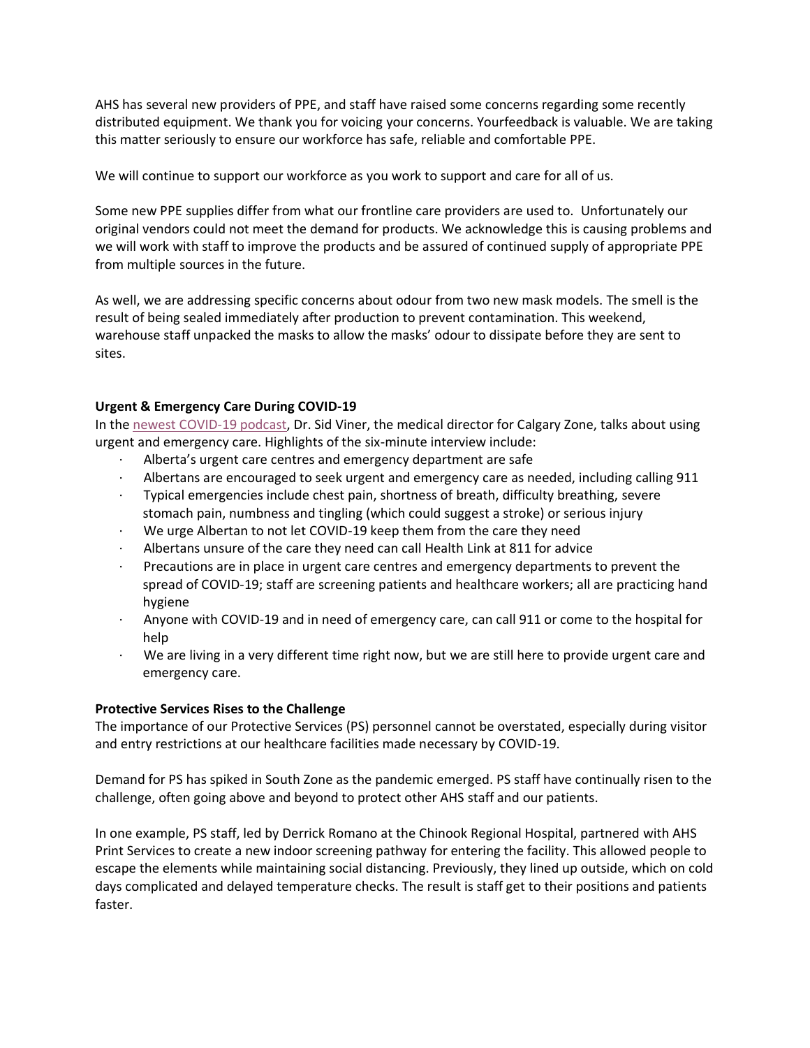AHS has several new providers of PPE, and staff have raised some concerns regarding some recently distributed equipment. We thank you for voicing your concerns. Yourfeedback is valuable. We are taking this matter seriously to ensure our workforce has safe, reliable and comfortable PPE.

We will continue to support our workforce as you work to support and care for all of us.

Some new PPE supplies differ from what our frontline care providers are used to. Unfortunately our original vendors could not meet the demand for products. We acknowledge this is causing problems and we will work with staff to improve the products and be assured of continued supply of appropriate PPE from multiple sources in the future.

As well, we are addressing specific concerns about odour from two new mask models. The smell is the result of being sealed immediately after production to prevent contamination. This weekend, warehouse staff unpacked the masks to allow the masks' odour to dissipate before they are sent to sites.

**Urgent & Emergency Care During COVID-19**

In the newest COVID-19 podcast, Dr. Sid Viner, the medical director for Calgary Zone, talks about using urgent and emergency care. Highlights of the six-minute interview include:

- Alberta's urgent care centres and emergency department are safe
- Albertans are encouraged to seek urgent and emergency care as needed, including calling 911
- Typical emergencies include chest pain, shortness of breath, difficulty breathing, severe stomach pain, numbness and tingling (which could suggest a stroke) or serious injury
- We urge Albertan to not let COVID-19 keep them from the care they need
- Albertans unsure of the care they need can call Health Link at 811 for advice
- Precautions are in place in urgent care centres and emergency departments to prevent the spread of COVID-19; staff are screening patients and healthcare workers; all are practicing hand hygiene
- Anyone with COVID-19 and in need of emergency care, can call 911 or come to the hospital for help
- We are living in a very different time right now, but we are still here to provide urgent care and emergency care.

**Protective Services Rises to the Challenge**

The importance of our Protective Services (PS) personnel cannot be overstated, especially during visitor and entry restrictions at our healthcare facilities made necessary by COVID-19.

Demand for PS has spiked in South Zone as the pandemic emerged. PS staff have continually risen to the challenge, often going above and beyond to protect other AHS staff and our patients.

In one example, PS staff, led by Derrick Romano at the Chinook Regional Hospital, partnered with AHS Print Services to create a new indoor screening pathway for entering the facility. This allowed people to escape the elements while maintaining social distancing. Previously, they lined up outside, which on cold days complicated and delayed temperature checks. The result is staff get to their positions and patients faster.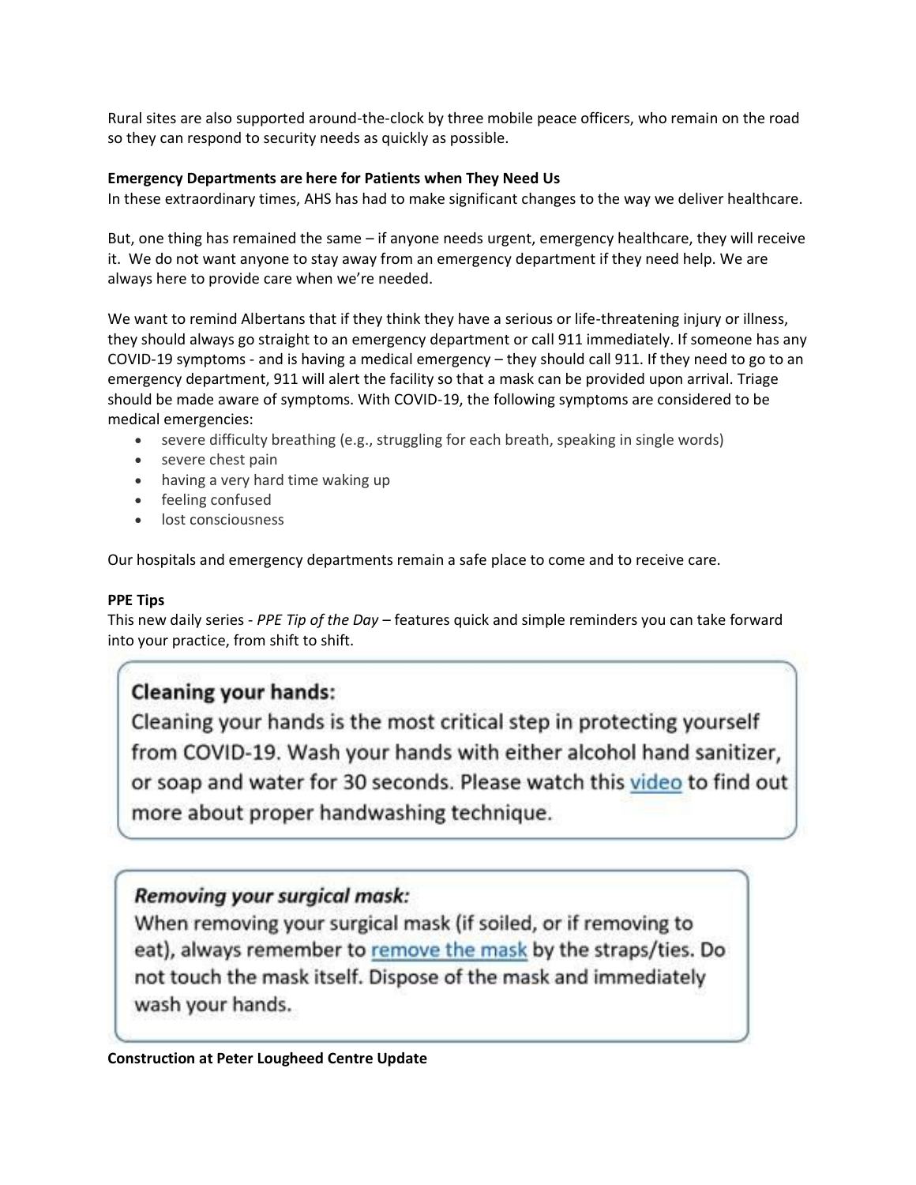Rural sites are also supported around-the-clock by three mobile peace officers, who remain on the road so they can respond to security needs as quickly as possible.

**Emergency Departments are here for Patients when They Need Us**

In these extraordinary times, AHS has had to make significant changes to the way we deliver healthcare.

But, one thing has remained the same – if anyone needs urgent, emergency healthcare, they will receive it. We do not want anyone to stay away from an emergency department if they need help. We are always here to provide care when we're needed.

We want to remind Albertans that if they think they have a serious or life-threatening injury or illness, they should always go straight to an emergency department or call 911 immediately. If someone has any COVID-19 symptoms - and is having a medical emergency – they should call 911. If they need to go to an emergency department, 911 will alert the facility so that a mask can be provided upon arrival. Triage should be made aware of symptoms. With COVID-19, the following symptoms are considered to be medical emergencies:

- severe difficulty breathing (e.g., struggling for each breath, speaking in single words)
- severe chest pain
- having a very hard time waking up
- feeling confused
- lost consciousness

Our hospitals and emergency departments remain a safe place to come and to receive care.

**PPE Tips**

This new daily series - *PPE Tip of the Day* – features quick and simple reminders you can take forward into your practice, from shift to shift.

**Cleaning your hands:**

Cleaning your hands is the most critical step in protecting yourself from COVID-19. Wash your hands with either alcohol hand sanitizer, or soap and water for 30 seconds. Please watch this video to find out more about proper handwashing technique.

***Removing your surgical mask:***

When removing your surgical mask (if soiled, or if removing to eat), always remember to remove the mask by the straps/ties. Do not touch the mask itself. Dispose of the mask and immediately wash your hands.

**Construction at Peter Lougheed Centre Update**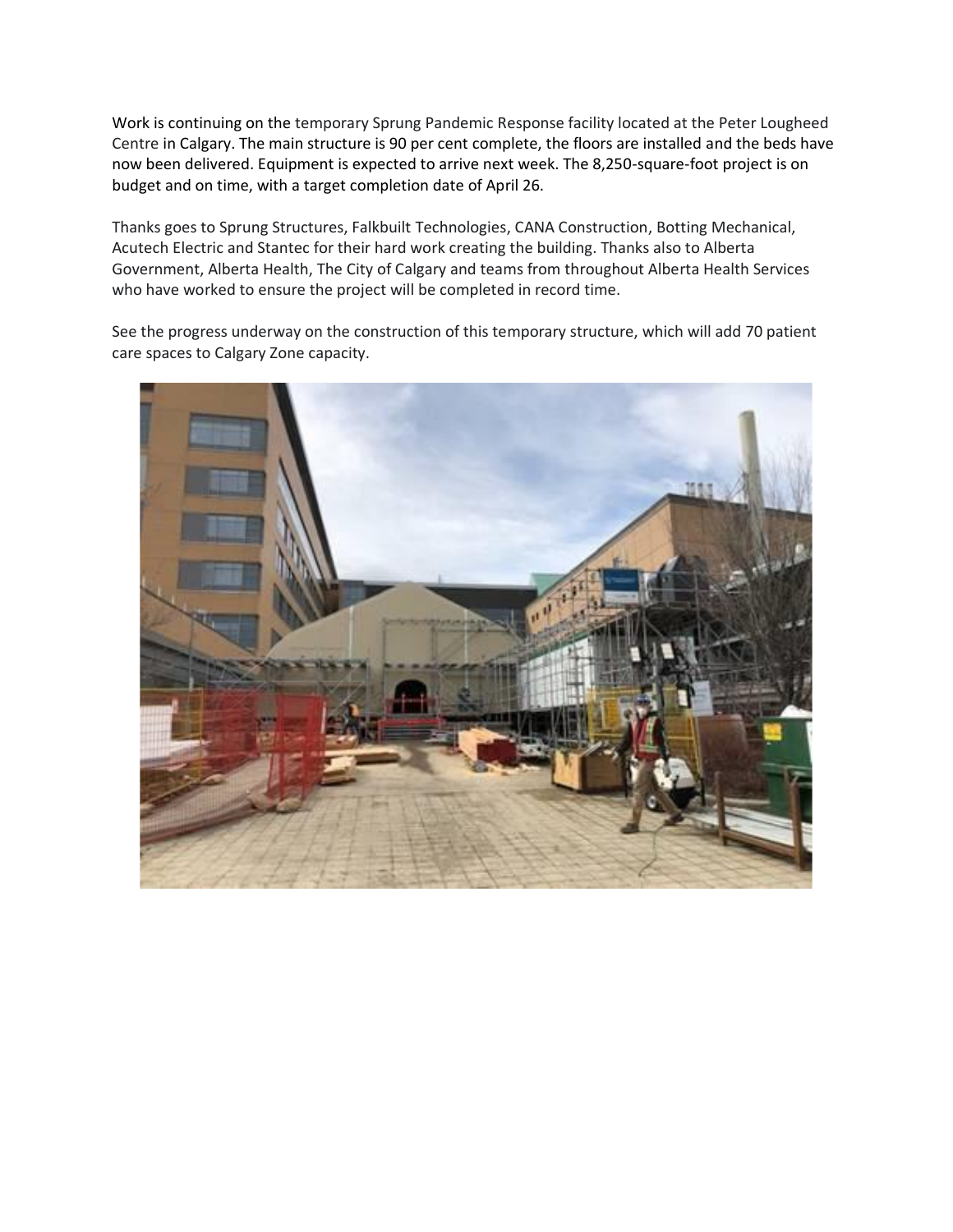Work is continuing on the temporary Sprung Pandemic Response facility located at the Peter Lougheed Centre in Calgary. The main structure is 90 per cent complete, the floors are installed and the beds have now been delivered. Equipment is expected to arrive next week. The 8,250-square-foot project is on budget and on time, with a target completion date of April 26.

Thanks goes to Sprung Structures, Falkbuilt Technologies, CANA Construction, Botting Mechanical, Acutech Electric and Stantec for their hard work creating the building. Thanks also to Alberta Government, Alberta Health, The City of Calgary and teams from throughout Alberta Health Services who have worked to ensure the project will be completed in record time.

See the progress underway on the construction of this temporary structure, which will add 70 patient care spaces to Calgary Zone capacity.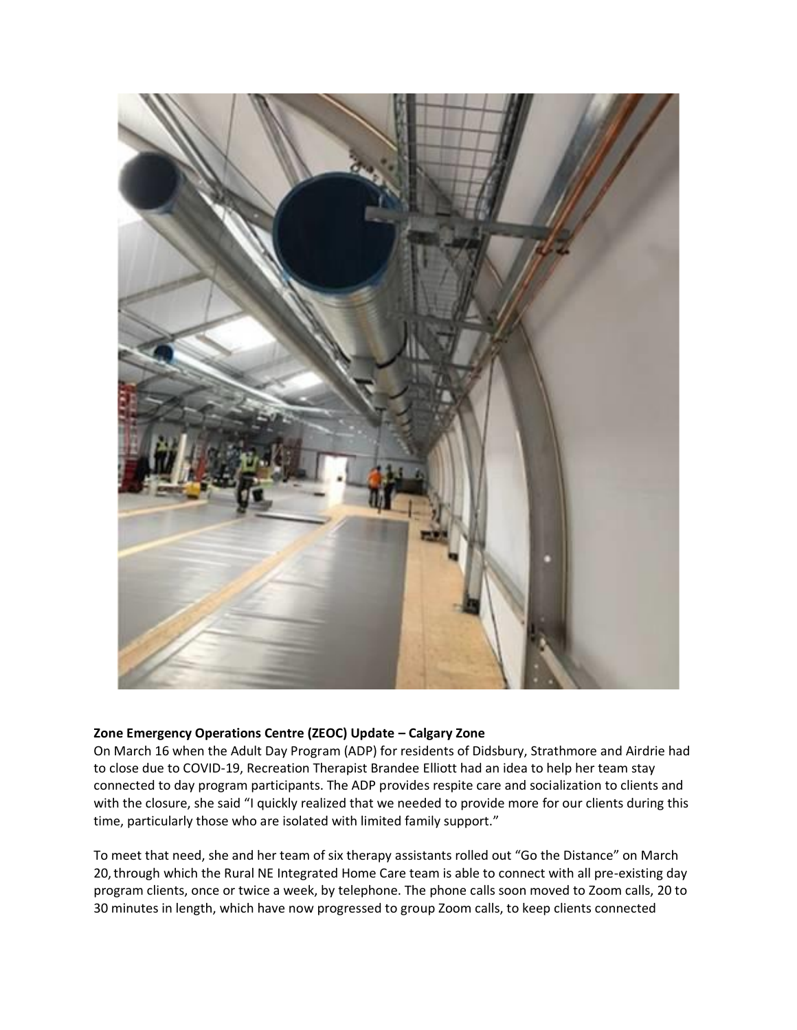**Zone Emergency Operations Centre (ZEOC) Update – Calgary Zone**

On March 16 when the Adult Day Program (ADP) for residents of Didsbury, Strathmore and Airdrie had to close due to COVID-19, Recreation Therapist Brandee Elliott had an idea to help her team stay connected to day program participants. The ADP provides respite care and socialization to clients and with the closure, she said "I quickly realized that we needed to provide more for our clients during this time, particularly those who are isolated with limited family support."

To meet that need, she and her team of six therapy assistants rolled out "Go the Distance" on March 20, through which the Rural NE Integrated Home Care team is able to connect with all pre-existing day program clients, once or twice a week, by telephone. The phone calls soon moved to Zoom calls, 20 to 30 minutes in length, which have now progressed to group Zoom calls, to keep clients connected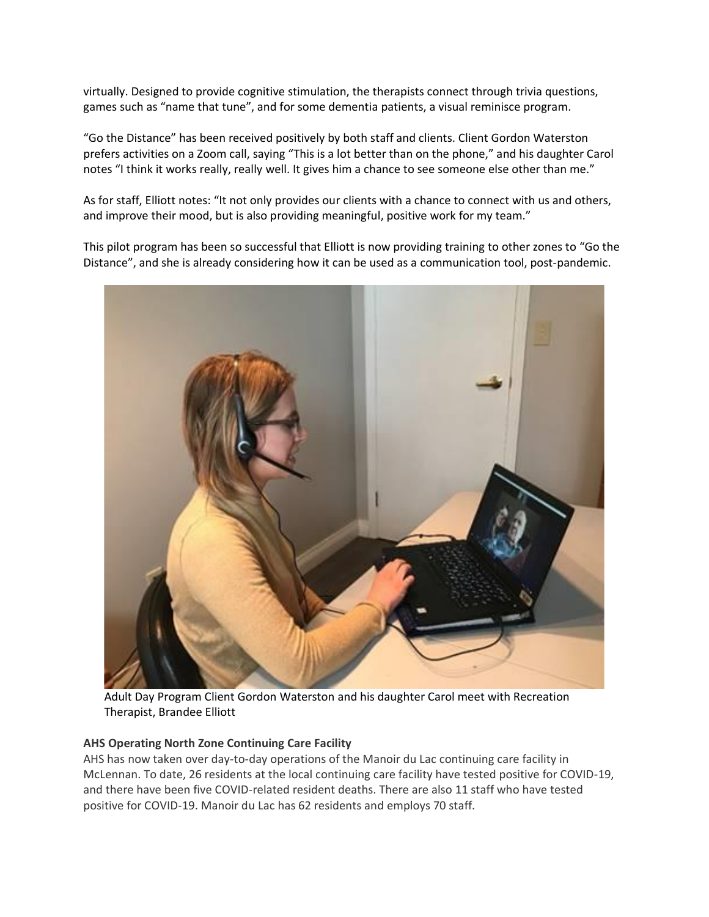virtually. Designed to provide cognitive stimulation, the therapists connect through trivia questions, games such as "name that tune", and for some dementia patients, a visual reminisce program.

"Go the Distance" has been received positively by both staff and clients. Client Gordon Waterston prefers activities on a Zoom call, saying "This is a lot better than on the phone," and his daughter Carol notes "I think it works really, really well. It gives him a chance to see someone else other than me."

As for staff, Elliott notes: "It not only provides our clients with a chance to connect with us and others, and improve their mood, but is also providing meaningful, positive work for my team."

This pilot program has been so successful that Elliott is now providing training to other zones to "Go the Distance", and she is already considering how it can be used as a communication tool, post-pandemic.

Adult Day Program Client Gordon Waterston and his daughter Carol meet with Recreation Therapist, Brandee Elliott

**AHS Operating North Zone Continuing Care Facility**

AHS has now taken over day-to-day operations of the Manoir du Lac continuing care facility in McLennan. To date, 26 residents at the local continuing care facility have tested positive for COVID-19, and there have been five COVID-related resident deaths. There are also 11 staff who have tested positive for COVID-19. Manoir du Lac has 62 residents and employs 70 staff.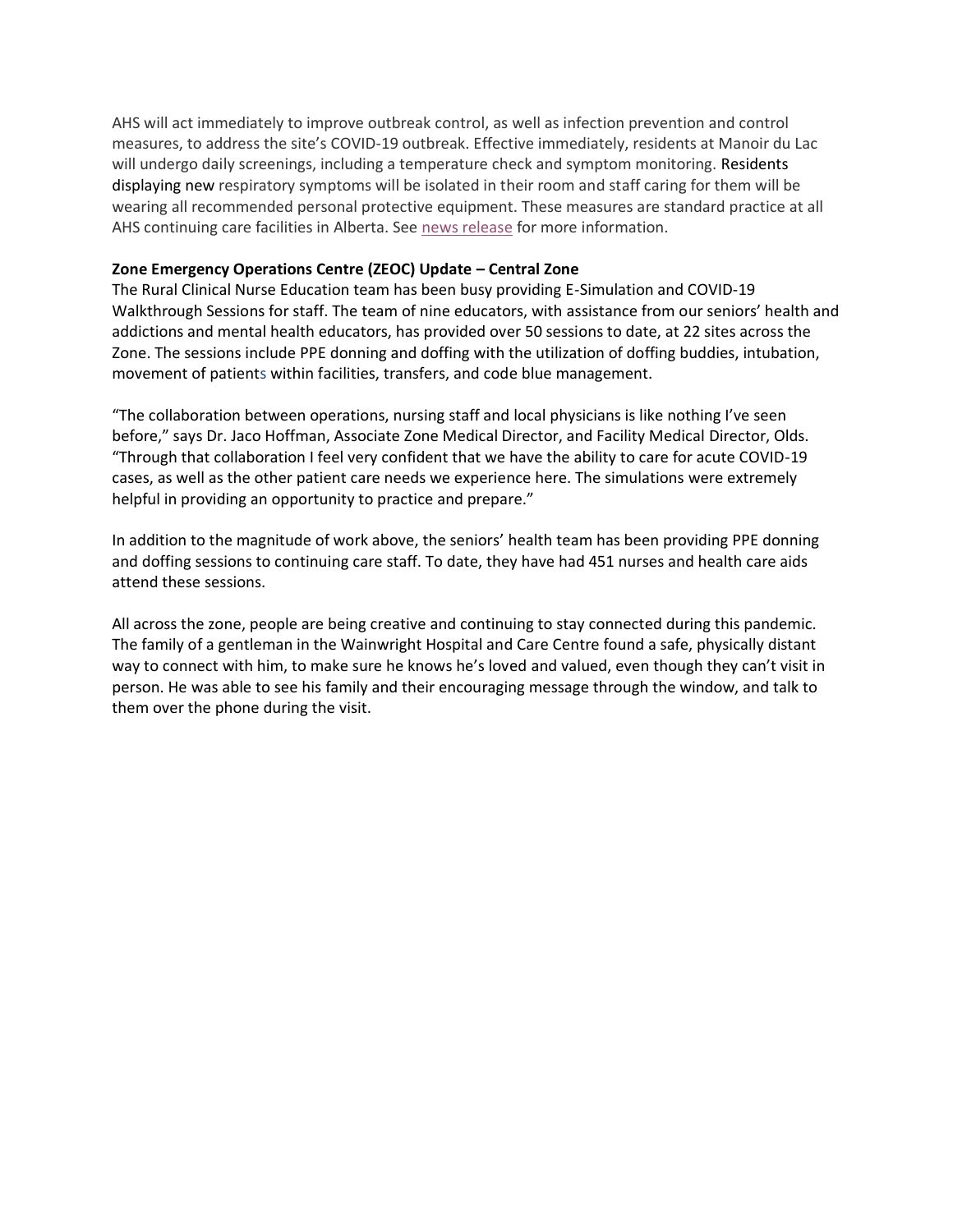AHS will act immediately to improve outbreak control, as well as infection prevention and control measures, to address the site's COVID-19 outbreak. Effective immediately, residents at Manoir du Lac will undergo daily screenings, including a temperature check and symptom monitoring. Residents displaying new respiratory symptoms will be isolated in their room and staff caring for them will be wearing all recommended personal protective equipment. These measures are standard practice at all AHS continuing care facilities in Alberta. See news release for more information.

**Zone Emergency Operations Centre (ZEOC) Update – Central Zone**

The Rural Clinical Nurse Education team has been busy providing E-Simulation and COVID-19 Walkthrough Sessions for staff. The team of nine educators, with assistance from our seniors' health and addictions and mental health educators, has provided over 50 sessions to date, at 22 sites across the Zone. The sessions include PPE donning and doffing with the utilization of doffing buddies, intubation, movement of patients within facilities, transfers, and code blue management.

"The collaboration between operations, nursing staff and local physicians is like nothing I've seen before," says Dr. Jaco Hoffman, Associate Zone Medical Director, and Facility Medical Director, Olds. "Through that collaboration I feel very confident that we have the ability to care for acute COVID-19 cases, as well as the other patient care needs we experience here. The simulations were extremely helpful in providing an opportunity to practice and prepare."

In addition to the magnitude of work above, the seniors' health team has been providing PPE donning and doffing sessions to continuing care staff. To date, they have had 451 nurses and health care aids attend these sessions.

All across the zone, people are being creative and continuing to stay connected during this pandemic. The family of a gentleman in the Wainwright Hospital and Care Centre found a safe, physically distant way to connect with him, to make sure he knows he's loved and valued, even though they can't visit in person. He was able to see his family and their encouraging message through the window, and talk to them over the phone during the visit.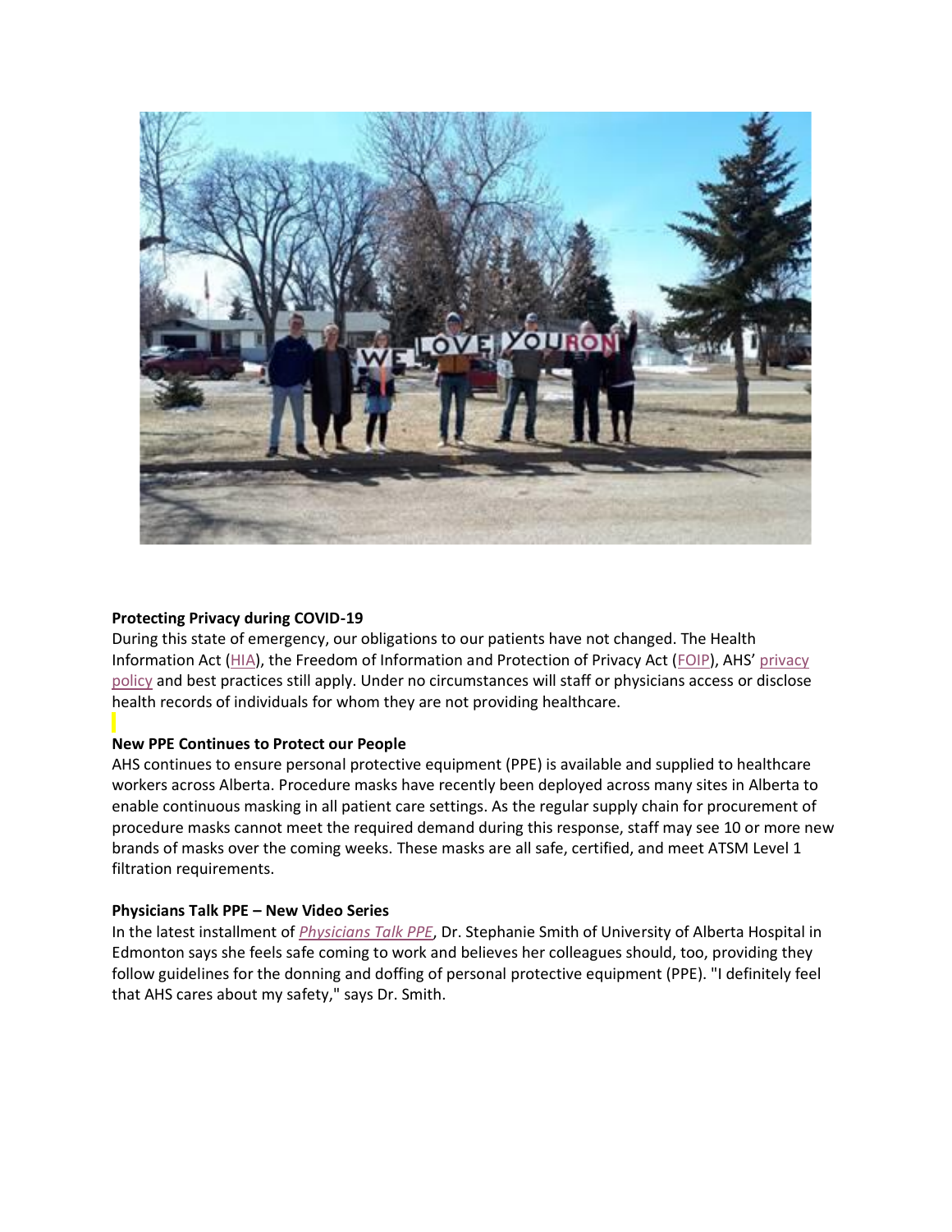**Protecting Privacy during COVID-19**

During this state of emergency, our obligations to our patients have not changed. The Health Information Act (HIA), the Freedom of Information and Protection of Privacy Act (FOIP), AHS' privacy policy and best practices still apply. Under no circumstances will staff or physicians access or disclose health records of individuals for whom they are not providing healthcare.

**New PPE Continues to Protect our People**

AHS continues to ensure personal protective equipment (PPE) is available and supplied to healthcare workers across Alberta. Procedure masks have recently been deployed across many sites in Alberta to enable continuous masking in all patient care settings. As the regular supply chain for procurement of procedure masks cannot meet the required demand during this response, staff may see 10 or more new brands of masks over the coming weeks. These masks are all safe, certified, and meet ATSM Level 1 filtration requirements.

**Physicians Talk PPE – New Video Series**

In the latest installment of *Physicians Talk PPE*, Dr. Stephanie Smith of University of Alberta Hospital in Edmonton says she feels safe coming to work and believes her colleagues should, too, providing they follow guidelines for the donning and doffing of personal protective equipment (PPE). "I definitely feel that AHS cares about my safety," says Dr. Smith.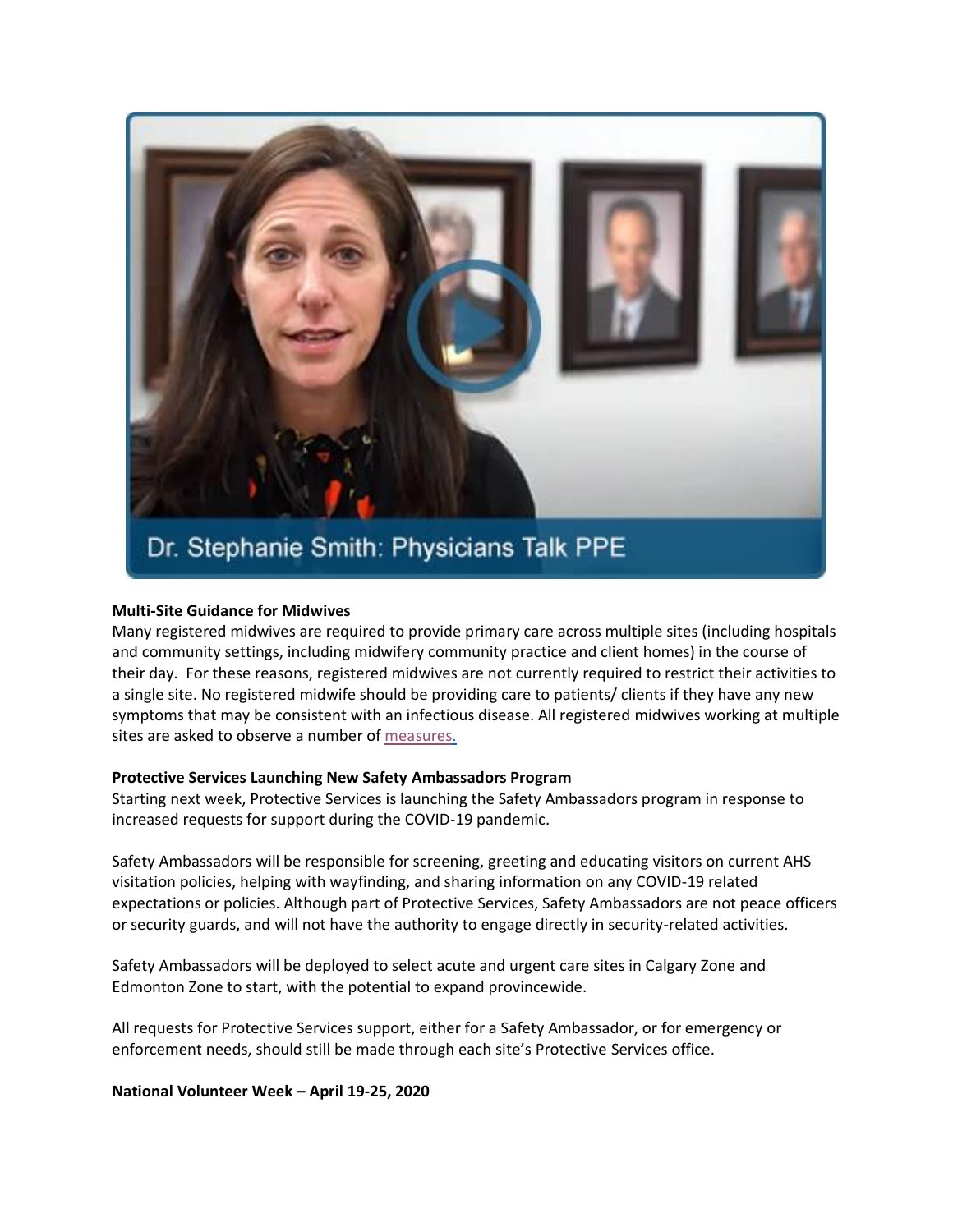Dr. Stephanie Smith: Physicians Talk PPE

**Multi-Site Guidance for Midwives**

Many registered midwives are required to provide primary care across multiple sites (including hospitals and community settings, including midwifery community practice and client homes) in the course of their day. For these reasons, registered midwives are not currently required to restrict their activities to a single site. No registered midwife should be providing care to patients/ clients if they have any new symptoms that may be consistent with an infectious disease. All registered midwives working at multiple sites are asked to observe a number of measures.

**Protective Services Launching New Safety Ambassadors Program**

Starting next week, Protective Services is launching the Safety Ambassadors program in response to increased requests for support during the COVID-19 pandemic.

Safety Ambassadors will be responsible for screening, greeting and educating visitors on current AHS visitation policies, helping with wayfinding, and sharing information on any COVID-19 related expectations or policies. Although part of Protective Services, Safety Ambassadors are not peace officers or security guards, and will not have the authority to engage directly in security-related activities.

Safety Ambassadors will be deployed to select acute and urgent care sites in Calgary Zone and Edmonton Zone to start, with the potential to expand provincewide.

All requests for Protective Services support, either for a Safety Ambassador, or for emergency or enforcement needs, should still be made through each site's Protective Services office.

**National Volunteer Week – April 19-25, 2020**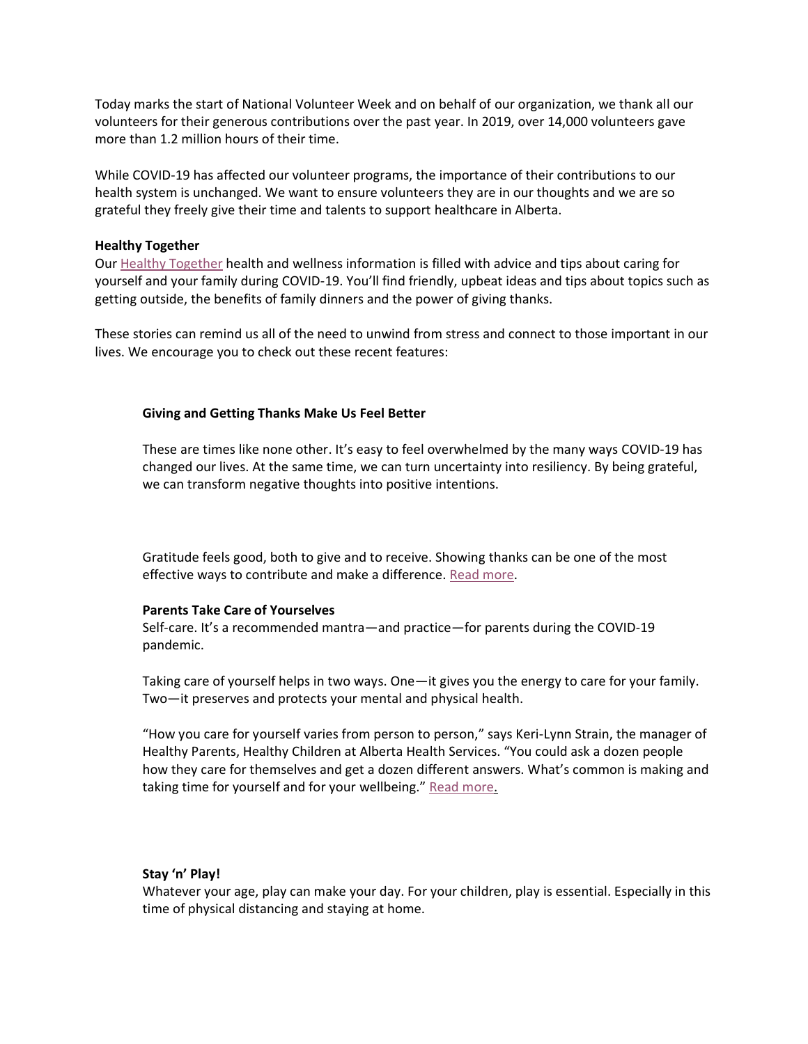Today marks the start of National Volunteer Week and on behalf of our organization, we thank all our volunteers for their generous contributions over the past year. In 2019, over 14,000 volunteers gave more than 1.2 million hours of their time.

While COVID-19 has affected our volunteer programs, the importance of their contributions to our health system is unchanged. We want to ensure volunteers they are in our thoughts and we are so grateful they freely give their time and talents to support healthcare in Alberta.

**Healthy Together**

Our Healthy Together health and wellness information is filled with advice and tips about caring for yourself and your family during COVID-19. You'll find friendly, upbeat ideas and tips about topics such as getting outside, the benefits of family dinners and the power of giving thanks.

These stories can remind us all of the need to unwind from stress and connect to those important in our lives. We encourage you to check out these recent features:

**Giving and Getting Thanks Make Us Feel Better**

These are times like none other. It's easy to feel overwhelmed by the many ways COVID-19 has changed our lives. At the same time, we can turn uncertainty into resiliency. By being grateful, we can transform negative thoughts into positive intentions.

Gratitude feels good, both to give and to receive. Showing thanks can be one of the most effective ways to contribute and make a difference. Read more.

**Parents Take Care of Yourselves**

Self-care. It's a recommended mantra—and practice—for parents during the COVID-19 pandemic.

Taking care of yourself helps in two ways. One—it gives you the energy to care for your family. Two—it preserves and protects your mental and physical health.

"How you care for yourself varies from person to person," says Keri-Lynn Strain, the manager of Healthy Parents, Healthy Children at Alberta Health Services. "You could ask a dozen people how they care for themselves and get a dozen different answers. What's common is making and taking time for yourself and for your wellbeing." Read more.

**Stay 'n' Play!**

Whatever your age, play can make your day. For your children, play is essential. Especially in this time of physical distancing and staying at home.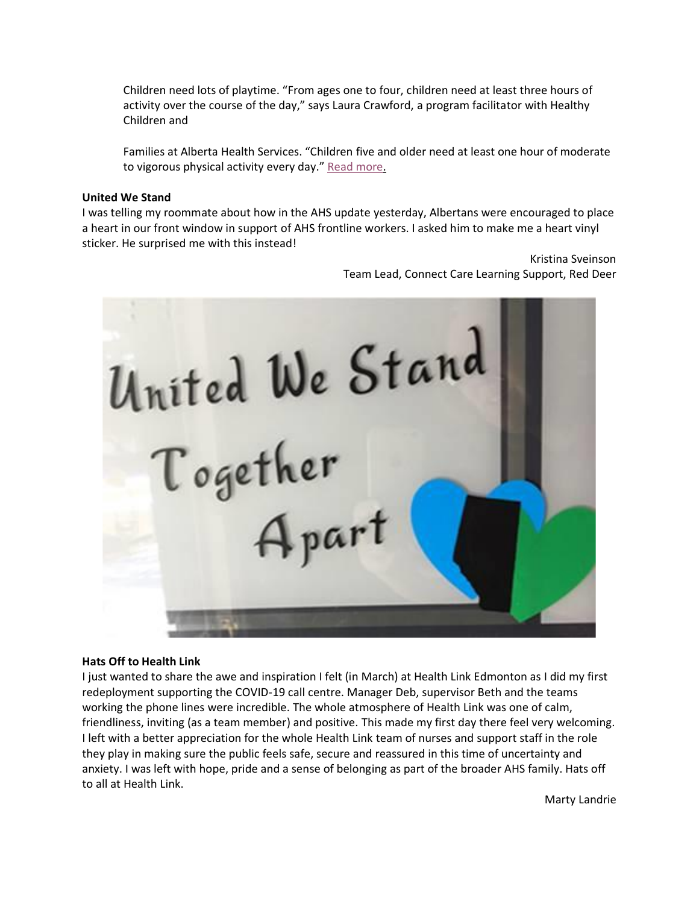Children need lots of playtime. "From ages one to four, children need at least three hours of activity over the course of the day," says Laura Crawford, a program facilitator with Healthy Children and

Families at Alberta Health Services. "Children five and older need at least one hour of moderate to vigorous physical activity every day." Read more.

**United We Stand**

I was telling my roommate about how in the AHS update yesterday, Albertans were encouraged to place a heart in our front window in support of AHS frontline workers. I asked him to make me a heart vinyl sticker. He surprised me with this instead!

Kristina Sveinson
Team Lead, Connect Care Learning Support, Red Deer

**Hats Off to Health Link**

I just wanted to share the awe and inspiration I felt (in March) at Health Link Edmonton as I did my first redeployment supporting the COVID-19 call centre. Manager Deb, supervisor Beth and the teams working the phone lines were incredible. The whole atmosphere of Health Link was one of calm, friendliness, inviting (as a team member) and positive. This made my first day there feel very welcoming. I left with a better appreciation for the whole Health Link team of nurses and support staff in the role they play in making sure the public feels safe, secure and reassured in this time of uncertainty and anxiety. I was left with hope, pride and a sense of belonging as part of the broader AHS family. Hats off to all at Health Link.

Marty Landrie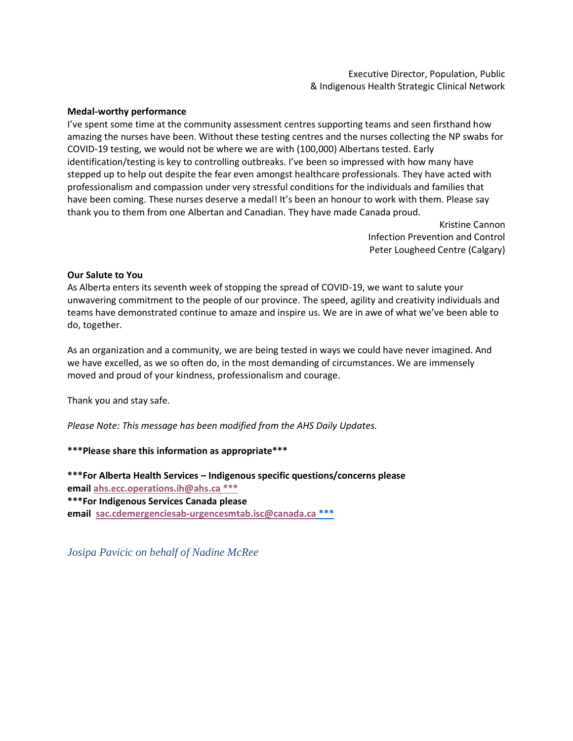Executive Director, Population, Public
& Indigenous Health Strategic Clinical Network

**Medal-worthy performance**

I've spent some time at the community assessment centres supporting teams and seen firsthand how amazing the nurses have been. Without these testing centres and the nurses collecting the NP swabs for COVID-19 testing, we would not be where we are with (100,000) Albertans tested. Early identification/testing is key to controlling outbreaks. I've been so impressed with how many have stepped up to help out despite the fear even amongst healthcare professionals. They have acted with professionalism and compassion under very stressful conditions for the individuals and families that have been coming. These nurses deserve a medal! It's been an honour to work with them. Please say thank you to them from one Albertan and Canadian. They have made Canada proud.

Kristine Cannon
Infection Prevention and Control
Peter Lougheed Centre (Calgary)

**Our Salute to You**

As Alberta enters its seventh week of stopping the spread of COVID-19, we want to salute your unwavering commitment to the people of our province. The speed, agility and creativity individuals and teams have demonstrated continue to amaze and inspire us. We are in awe of what we've been able to do, together.

As an organization and a community, we are being tested in ways we could have never imagined. And we have excelled, as we so often do, in the most demanding of circumstances. We are immensely moved and proud of your kindness, professionalism and courage.

Thank you and stay safe.

*Please Note: This message has been modified from the AHS Daily Updates.*

**\*\*\*Please share this information as appropriate\*\*\***

**\*\*\*For Alberta Health Services – Indigenous specific questions/concerns please email ahs.ecc.operations.ih@ahs.ca \*\*\***
**\*\*\*For Indigenous Services Canada please email sac.cdemergenciesab-urgencesmtab.isc@canada.ca \*\*\***

*Josipa Pavicic on behalf of Nadine McRee*